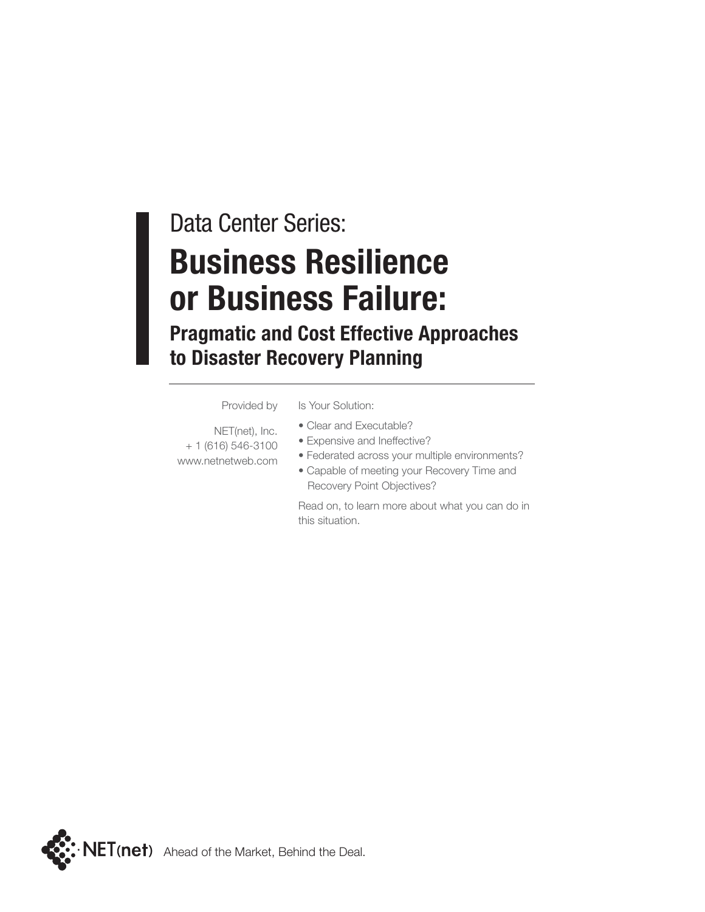Data Center Series:

# Business Resilience or Business Failure:

## Pragmatic and Cost Effective Approaches to Disaster Recovery Planning

---

Provided by

NET(net), Inc.
+ 1 (616) 546-3100
www.netnetweb.com

Is Your Solution:

- Clear and Executable?
- Expensive and Ineffective?
- Federated across your multiple environments?
- Capable of meeting your Recovery Time and Recovery Point Objectives?

Read on, to learn more about what you can do in this situation.

NET(net) Ahead of the Market, Behind the Deal.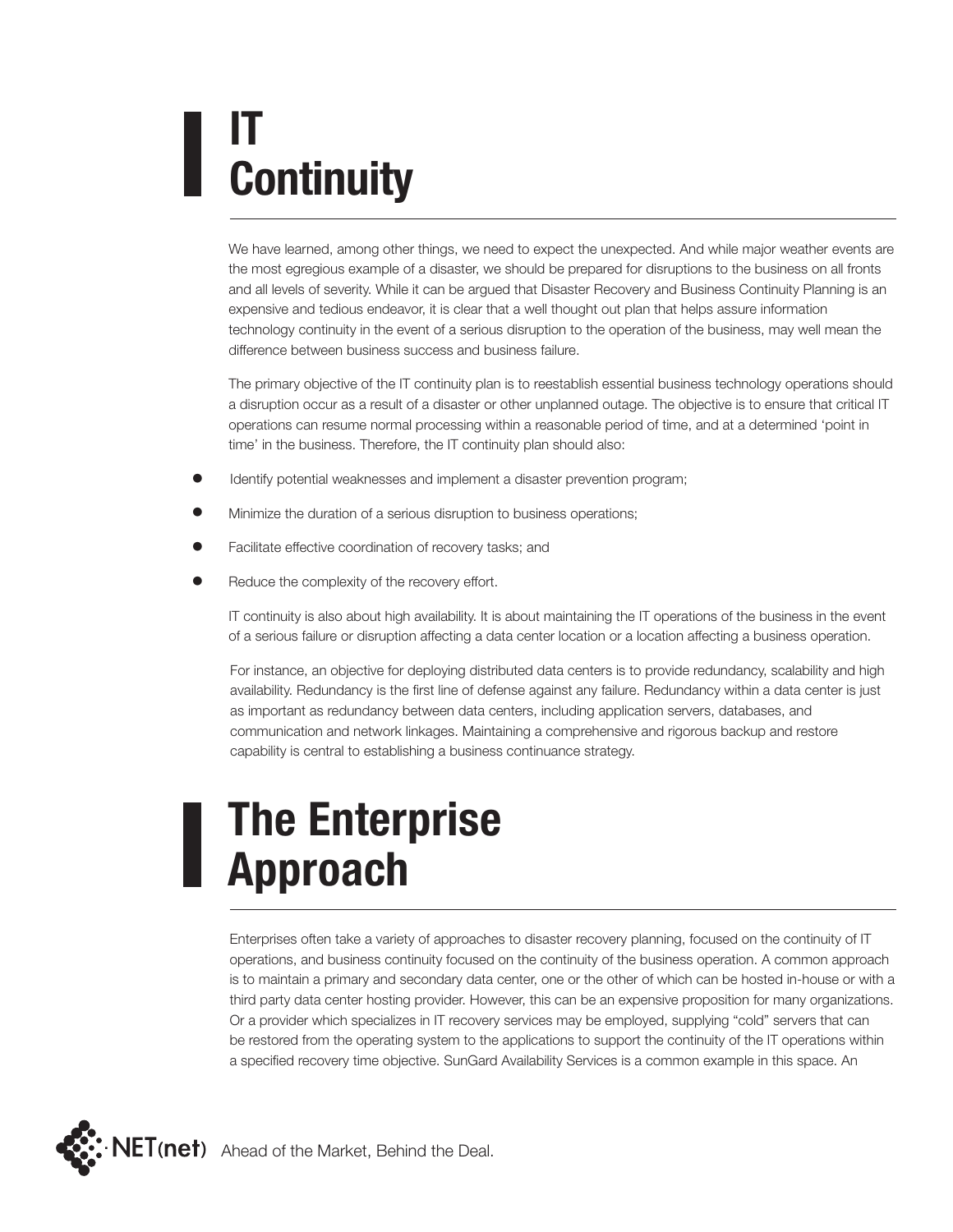# IT Continuity

We have learned, among other things, we need to expect the unexpected. And while major weather events are the most egregious example of a disaster, we should be prepared for disruptions to the business on all fronts and all levels of severity. While it can be argued that Disaster Recovery and Business Continuity Planning is an expensive and tedious endeavor, it is clear that a well thought out plan that helps assure information technology continuity in the event of a serious disruption to the operation of the business, may well mean the difference between business success and business failure.

The primary objective of the IT continuity plan is to reestablish essential business technology operations should a disruption occur as a result of a disaster or other unplanned outage. The objective is to ensure that critical IT operations can resume normal processing within a reasonable period of time, and at a determined 'point in time' in the business. Therefore, the IT continuity plan should also:

- Identify potential weaknesses and implement a disaster prevention program;
- Minimize the duration of a serious disruption to business operations;
- Facilitate effective coordination of recovery tasks; and
- Reduce the complexity of the recovery effort.

IT continuity is also about high availability. It is about maintaining the IT operations of the business in the event of a serious failure or disruption affecting a data center location or a location affecting a business operation.

For instance, an objective for deploying distributed data centers is to provide redundancy, scalability and high availability. Redundancy is the first line of defense against any failure. Redundancy within a data center is just as important as redundancy between data centers, including application servers, databases, and communication and network linkages. Maintaining a comprehensive and rigorous backup and restore capability is central to establishing a business continuance strategy.

# The Enterprise Approach

Enterprises often take a variety of approaches to disaster recovery planning, focused on the continuity of IT operations, and business continuity focused on the continuity of the business operation. A common approach is to maintain a primary and secondary data center, one or the other of which can be hosted in-house or with a third party data center hosting provider. However, this can be an expensive proposition for many organizations. Or a provider which specializes in IT recovery services may be employed, supplying "cold" servers that can be restored from the operating system to the applications to support the continuity of the IT operations within a specified recovery time objective. SunGard Availability Services is a common example in this space. An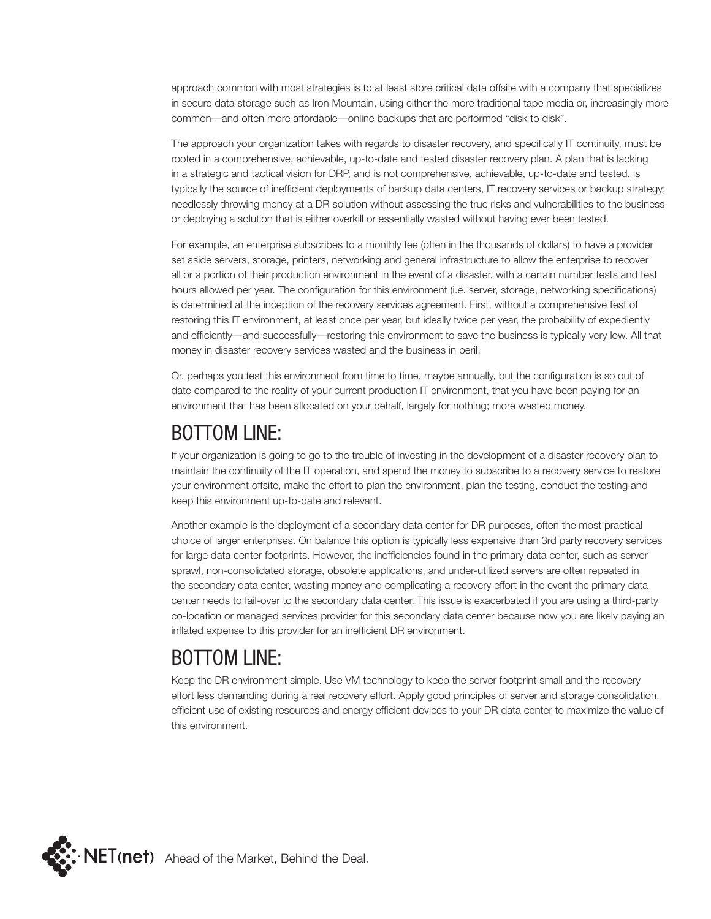approach common with most strategies is to at least store critical data offsite with a company that specializes in secure data storage such as Iron Mountain, using either the more traditional tape media or, increasingly more common—and often more affordable—online backups that are performed "disk to disk".

The approach your organization takes with regards to disaster recovery, and specifically IT continuity, must be rooted in a comprehensive, achievable, up-to-date and tested disaster recovery plan. A plan that is lacking in a strategic and tactical vision for DRP, and is not comprehensive, achievable, up-to-date and tested, is typically the source of inefficient deployments of backup data centers, IT recovery services or backup strategy; needlessly throwing money at a DR solution without assessing the true risks and vulnerabilities to the business or deploying a solution that is either overkill or essentially wasted without having ever been tested.

For example, an enterprise subscribes to a monthly fee (often in the thousands of dollars) to have a provider set aside servers, storage, printers, networking and general infrastructure to allow the enterprise to recover all or a portion of their production environment in the event of a disaster, with a certain number tests and test hours allowed per year. The configuration for this environment (i.e. server, storage, networking specifications) is determined at the inception of the recovery services agreement. First, without a comprehensive test of restoring this IT environment, at least once per year, but ideally twice per year, the probability of expediently and efficiently—and successfully—restoring this environment to save the business is typically very low. All that money in disaster recovery services wasted and the business in peril.

Or, perhaps you test this environment from time to time, maybe annually, but the configuration is so out of date compared to the reality of your current production IT environment, that you have been paying for an environment that has been allocated on your behalf, largely for nothing; more wasted money.

## BOTTOM LINE:

If your organization is going to go to the trouble of investing in the development of a disaster recovery plan to maintain the continuity of the IT operation, and spend the money to subscribe to a recovery service to restore your environment offsite, make the effort to plan the environment, plan the testing, conduct the testing and keep this environment up-to-date and relevant.

Another example is the deployment of a secondary data center for DR purposes, often the most practical choice of larger enterprises. On balance this option is typically less expensive than 3rd party recovery services for large data center footprints. However, the inefficiencies found in the primary data center, such as server sprawl, non-consolidated storage, obsolete applications, and under-utilized servers are often repeated in the secondary data center, wasting money and complicating a recovery effort in the event the primary data center needs to fail-over to the secondary data center. This issue is exacerbated if you are using a third-party co-location or managed services provider for this secondary data center because now you are likely paying an inflated expense to this provider for an inefficient DR environment.

## BOTTOM LINE:

Keep the DR environment simple. Use VM technology to keep the server footprint small and the recovery effort less demanding during a real recovery effort. Apply good principles of server and storage consolidation, efficient use of existing resources and energy efficient devices to your DR data center to maximize the value of this environment.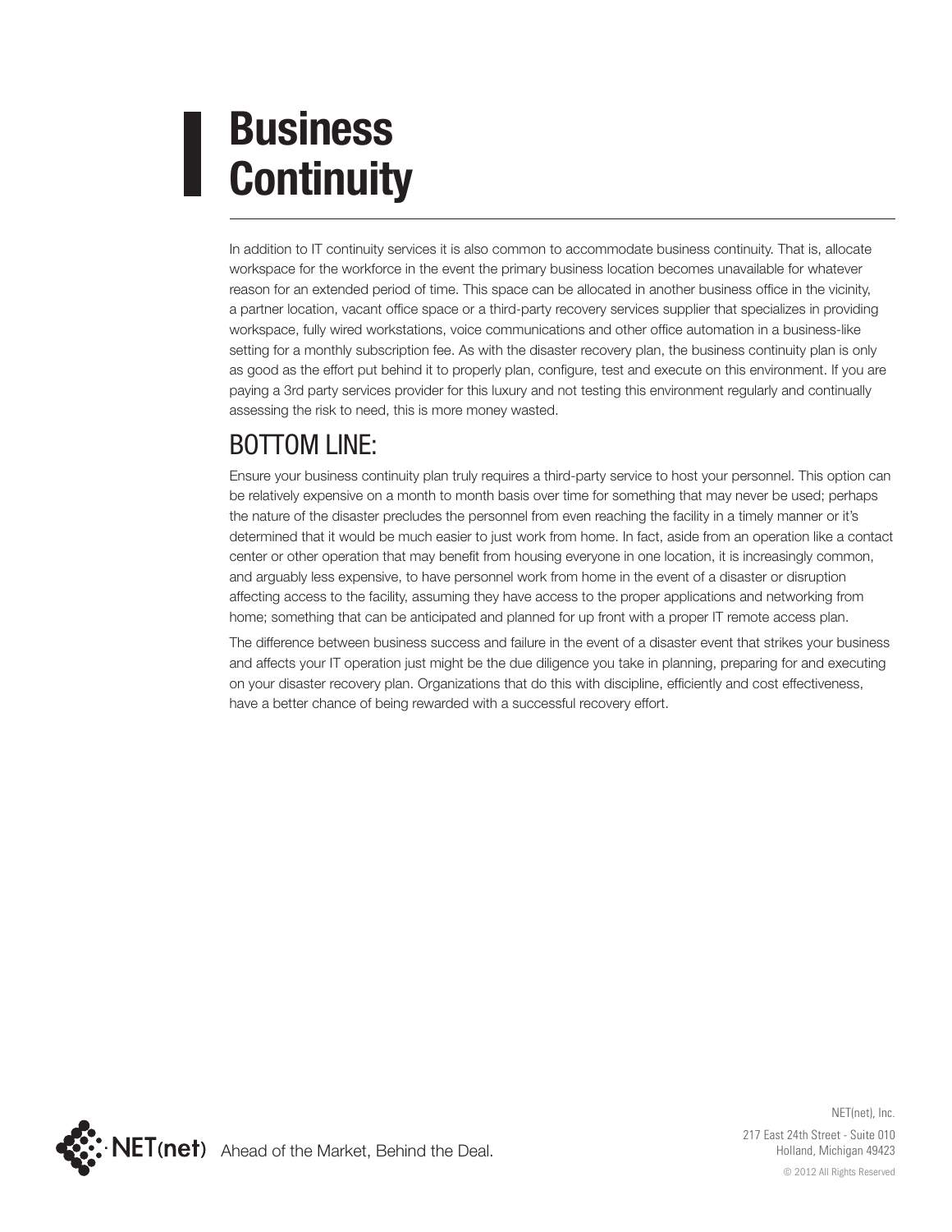# Business Continuity

In addition to IT continuity services it is also common to accommodate business continuity. That is, allocate workspace for the workforce in the event the primary business location becomes unavailable for whatever reason for an extended period of time. This space can be allocated in another business office in the vicinity, a partner location, vacant office space or a third-party recovery services supplier that specializes in providing workspace, fully wired workstations, voice communications and other office automation in a business-like setting for a monthly subscription fee. As with the disaster recovery plan, the business continuity plan is only as good as the effort put behind it to properly plan, configure, test and execute on this environment. If you are paying a 3rd party services provider for this luxury and not testing this environment regularly and continually assessing the risk to need, this is more money wasted.

## BOTTOM LINE:

Ensure your business continuity plan truly requires a third-party service to host your personnel. This option can be relatively expensive on a month to month basis over time for something that may never be used; perhaps the nature of the disaster precludes the personnel from even reaching the facility in a timely manner or it's determined that it would be much easier to just work from home. In fact, aside from an operation like a contact center or other operation that may benefit from housing everyone in one location, it is increasingly common, and arguably less expensive, to have personnel work from home in the event of a disaster or disruption affecting access to the facility, assuming they have access to the proper applications and networking from home; something that can be anticipated and planned for up front with a proper IT remote access plan.

The difference between business success and failure in the event of a disaster event that strikes your business and affects your IT operation just might be the due diligence you take in planning, preparing for and executing on your disaster recovery plan. Organizations that do this with discipline, efficiently and cost effectiveness, have a better chance of being rewarded with a successful recovery effort.

NET(net) Ahead of the Market, Behind the Deal.

NET(net), Inc.
217 East 24th Street - Suite 010
Holland, Michigan 49423
© 2012 All Rights Reserved